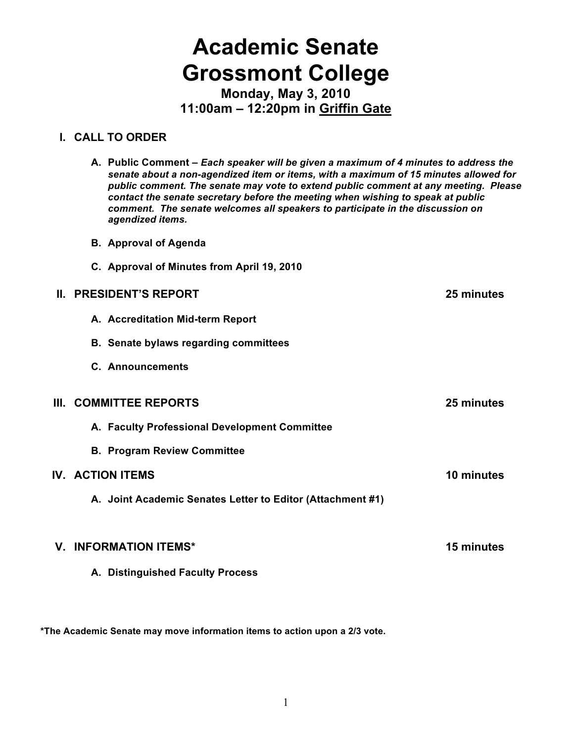# Academic Senate
# Grossmont College

**Monday, May 3, 2010**
**11:00am – 12:20pm in Griffin Gate**

## I. CALL TO ORDER

- **A. Public Comment –** ***Each speaker will be given a maximum of 4 minutes to address the senate about a non-agendized item or items, with a maximum of 15 minutes allowed for public comment. The senate may vote to extend public comment at any meeting. Please contact the senate secretary before the meeting when wishing to speak at public comment. The senate welcomes all speakers to participate in the discussion on agendized items.***
- **B. Approval of Agenda**
- **C. Approval of Minutes from April 19, 2010**

## II. PRESIDENT'S REPORT — 25 minutes

- **A. Accreditation Mid-term Report**
- **B. Senate bylaws regarding committees**
- **C. Announcements**

## III. COMMITTEE REPORTS — 25 minutes

- **A. Faculty Professional Development Committee**
- **B. Program Review Committee**

## IV. ACTION ITEMS — 10 minutes

- **A. Joint Academic Senates Letter to Editor (Attachment #1)**

## V. INFORMATION ITEMS* — 15 minutes

- **A. Distinguished Faculty Process**

**\*The Academic Senate may move information items to action upon a 2/3 vote.**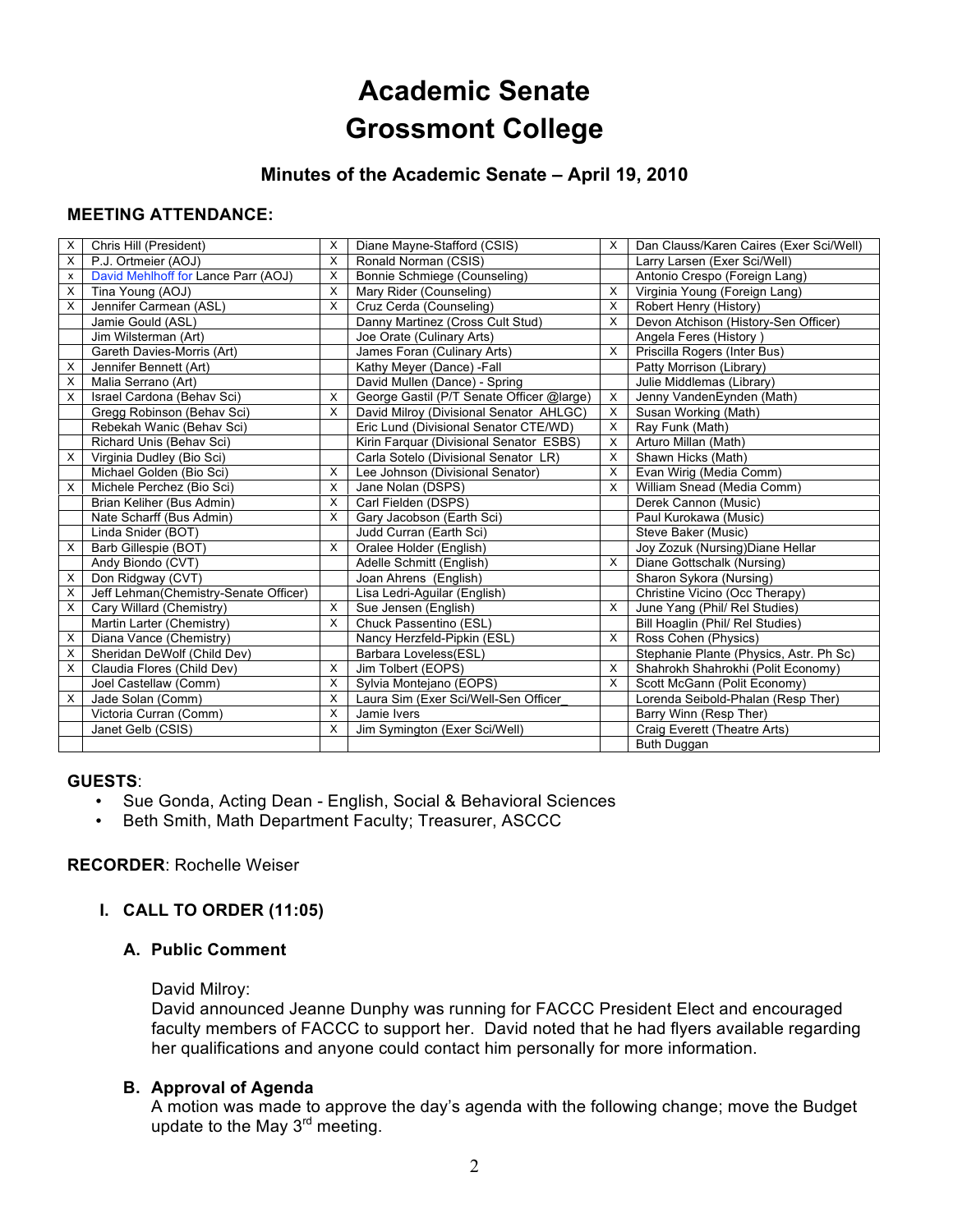# Academic Senate
# Grossmont College

## Minutes of the Academic Senate – April 19, 2010

### MEETING ATTENDANCE:

| | | | | | |
|---|---|---|---|---|---|
| X | Chris Hill (President) | X | Diane Mayne-Stafford (CSIS) | X | Dan Clauss/Karen Caires (Exer Sci/Well) |
| X | P.J. Ortmeier (AOJ) | X | Ronald Norman (CSIS) | | Larry Larsen (Exer Sci/Well) |
| x | David Mehlhoff for Lance Parr (AOJ) | X | Bonnie Schmiege (Counseling) | | Antonio Crespo (Foreign Lang) |
| X | Tina Young (AOJ) | X | Mary Rider (Counseling) | X | Virginia Young (Foreign Lang) |
| X | Jennifer Carmean (ASL) | X | Cruz Cerda (Counseling) | X | Robert Henry (History) |
| | Jamie Gould (ASL) | | Danny Martinez (Cross Cult Stud) | X | Devon Atchison (History-Sen Officer) |
| | Jim Wilsterman (Art) | | Joe Orate (Culinary Arts) | | Angela Feres (History ) |
| | Gareth Davies-Morris (Art) | | James Foran (Culinary Arts) | X | Priscilla Rogers (Inter Bus) |
| X | Jennifer Bennett (Art) | | Kathy Meyer (Dance) -Fall | | Patty Morrison (Library) |
| X | Malia Serrano (Art) | | David Mullen (Dance) - Spring | | Julie Middlemas (Library) |
| X | Israel Cardona (Behav Sci) | X | George Gastil (P/T Senate Officer @large) | X | Jenny VandenEynden (Math) |
| | Gregg Robinson (Behav Sci) | X | David Milroy (Divisional Senator AHLGC) | X | Susan Working (Math) |
| | Rebekah Wanic (Behav Sci) | | Eric Lund (Divisional Senator CTE/WD) | X | Ray Funk (Math) |
| | Richard Unis (Behav Sci) | | Kirin Farquar (Divisional Senator ESBS) | X | Arturo Millan (Math) |
| X | Virginia Dudley (Bio Sci) | | Carla Sotelo (Divisional Senator LR) | X | Shawn Hicks (Math) |
| | Michael Golden (Bio Sci) | X | Lee Johnson (Divisional Senator) | X | Evan Wirig (Media Comm) |
| X | Michele Perchez (Bio Sci) | X | Jane Nolan (DSPS) | X | William Snead (Media Comm) |
| | Brian Keliher (Bus Admin) | X | Carl Fielden (DSPS) | | Derek Cannon (Music) |
| | Nate Scharff (Bus Admin) | X | Gary Jacobson (Earth Sci) | | Paul Kurokawa (Music) |
| | Linda Snider (BOT) | | Judd Curran (Earth Sci) | | Steve Baker (Music) |
| X | Barb Gillespie (BOT) | X | Oralee Holder (English) | | Joy Zozuk (Nursing)Diane Hellar |
| | Andy Biondo (CVT) | | Adelle Schmitt (English) | X | Diane Gottschalk (Nursing) |
| X | Don Ridgway (CVT) | | Joan Ahrens (English) | | Sharon Sykora (Nursing) |
| X | Jeff Lehman(Chemistry-Senate Officer) | | Lisa Ledri-Aguilar (English) | | Christine Vicino (Occ Therapy) |
| X | Cary Willard (Chemistry) | X | Sue Jensen (English) | X | June Yang (Phil/ Rel Studies) |
| | Martin Larter (Chemistry) | X | Chuck Passentino (ESL) | | Bill Hoaglin (Phil/ Rel Studies) |
| X | Diana Vance (Chemistry) | | Nancy Herzfeld-Pipkin (ESL) | X | Ross Cohen (Physics) |
| X | Sheridan DeWolf (Child Dev) | | Barbara Loveless(ESL) | | Stephanie Plante (Physics, Astr. Ph Sc) |
| X | Claudia Flores (Child Dev) | X | Jim Tolbert (EOPS) | X | Shahrokh Shahrokhi (Polit Economy) |
| | Joel Castellaw (Comm) | X | Sylvia Montejano (EOPS) | X | Scott McGann (Polit Economy) |
| X | Jade Solan (Comm) | X | Laura Sim (Exer Sci/Well-Sen Officer_ | | Lorenda Seibold-Phalan (Resp Ther) |
| | Victoria Curran (Comm) | X | Jamie Ivers | | Barry Winn (Resp Ther) |
| | Janet Gelb (CSIS) | X | Jim Symington (Exer Sci/Well) | | Craig Everett (Theatre Arts) |
| | | | | | Buth Duggan |

**GUESTS**:
- Sue Gonda, Acting Dean - English, Social & Behavioral Sciences
- Beth Smith, Math Department Faculty; Treasurer, ASCCC

**RECORDER**: Rochelle Weiser

## I. CALL TO ORDER (11:05)

### A. Public Comment

David Milroy:
David announced Jeanne Dunphy was running for FACCC President Elect and encouraged faculty members of FACCC to support her. David noted that he had flyers available regarding her qualifications and anyone could contact him personally for more information.

### B. Approval of Agenda

A motion was made to approve the day's agenda with the following change; move the Budget update to the May 3rd meeting.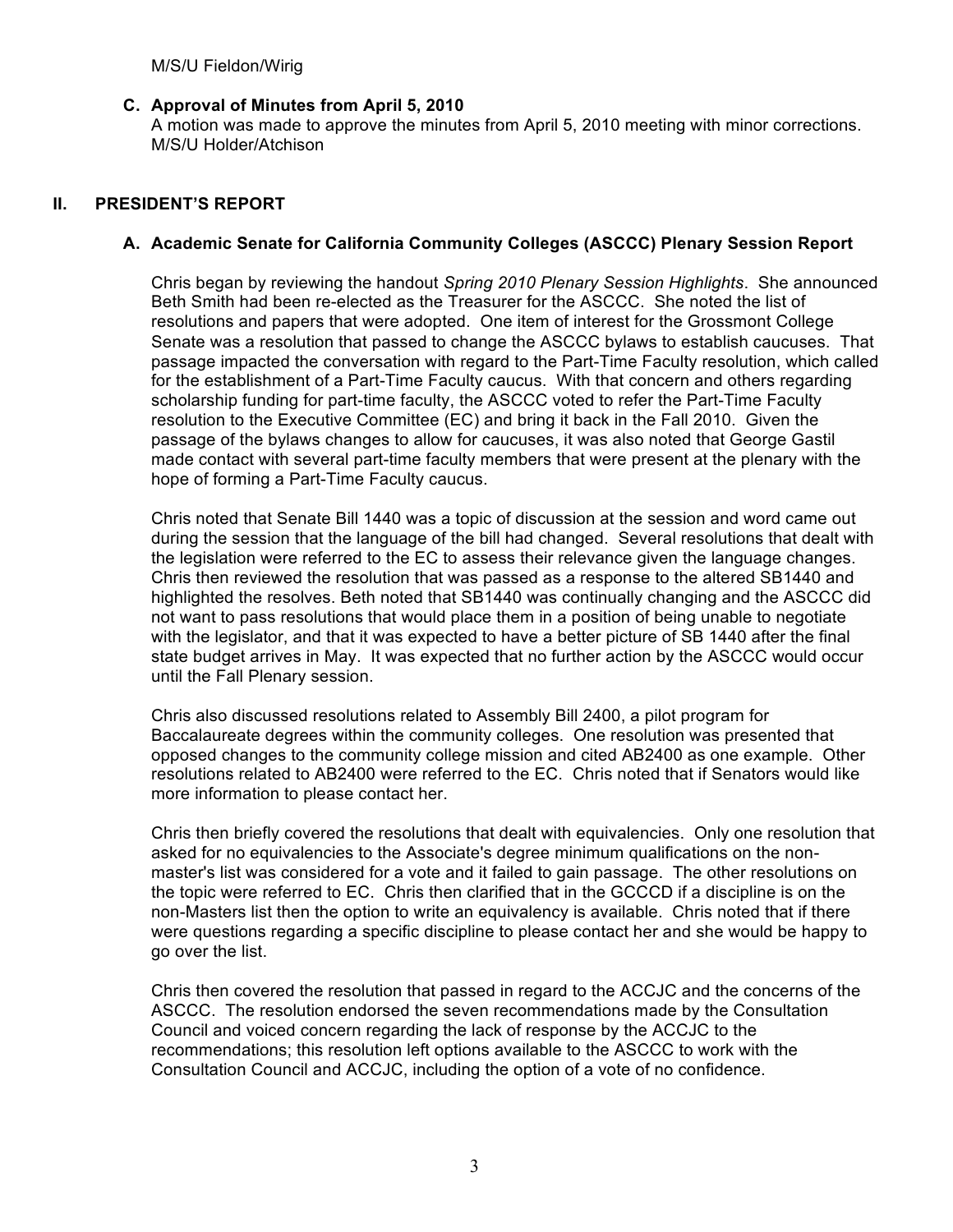M/S/U Fieldon/Wirig

### C. Approval of Minutes from April 5, 2010

A motion was made to approve the minutes from April 5, 2010 meeting with minor corrections. M/S/U Holder/Atchison

## II. PRESIDENT'S REPORT

### A. Academic Senate for California Community Colleges (ASCCC) Plenary Session Report

Chris began by reviewing the handout *Spring 2010 Plenary Session Highlights*. She announced Beth Smith had been re-elected as the Treasurer for the ASCCC. She noted the list of resolutions and papers that were adopted. One item of interest for the Grossmont College Senate was a resolution that passed to change the ASCCC bylaws to establish caucuses. That passage impacted the conversation with regard to the Part-Time Faculty resolution, which called for the establishment of a Part-Time Faculty caucus. With that concern and others regarding scholarship funding for part-time faculty, the ASCCC voted to refer the Part-Time Faculty resolution to the Executive Committee (EC) and bring it back in the Fall 2010. Given the passage of the bylaws changes to allow for caucuses, it was also noted that George Gastil made contact with several part-time faculty members that were present at the plenary with the hope of forming a Part-Time Faculty caucus.

Chris noted that Senate Bill 1440 was a topic of discussion at the session and word came out during the session that the language of the bill had changed. Several resolutions that dealt with the legislation were referred to the EC to assess their relevance given the language changes. Chris then reviewed the resolution that was passed as a response to the altered SB1440 and highlighted the resolves. Beth noted that SB1440 was continually changing and the ASCCC did not want to pass resolutions that would place them in a position of being unable to negotiate with the legislator, and that it was expected to have a better picture of SB 1440 after the final state budget arrives in May. It was expected that no further action by the ASCCC would occur until the Fall Plenary session.

Chris also discussed resolutions related to Assembly Bill 2400, a pilot program for Baccalaureate degrees within the community colleges. One resolution was presented that opposed changes to the community college mission and cited AB2400 as one example. Other resolutions related to AB2400 were referred to the EC. Chris noted that if Senators would like more information to please contact her.

Chris then briefly covered the resolutions that dealt with equivalencies. Only one resolution that asked for no equivalencies to the Associate's degree minimum qualifications on the non-master's list was considered for a vote and it failed to gain passage. The other resolutions on the topic were referred to EC. Chris then clarified that in the GCCCD if a discipline is on the non-Masters list then the option to write an equivalency is available. Chris noted that if there were questions regarding a specific discipline to please contact her and she would be happy to go over the list.

Chris then covered the resolution that passed in regard to the ACCJC and the concerns of the ASCCC. The resolution endorsed the seven recommendations made by the Consultation Council and voiced concern regarding the lack of response by the ACCJC to the recommendations; this resolution left options available to the ASCCC to work with the Consultation Council and ACCJC, including the option of a vote of no confidence.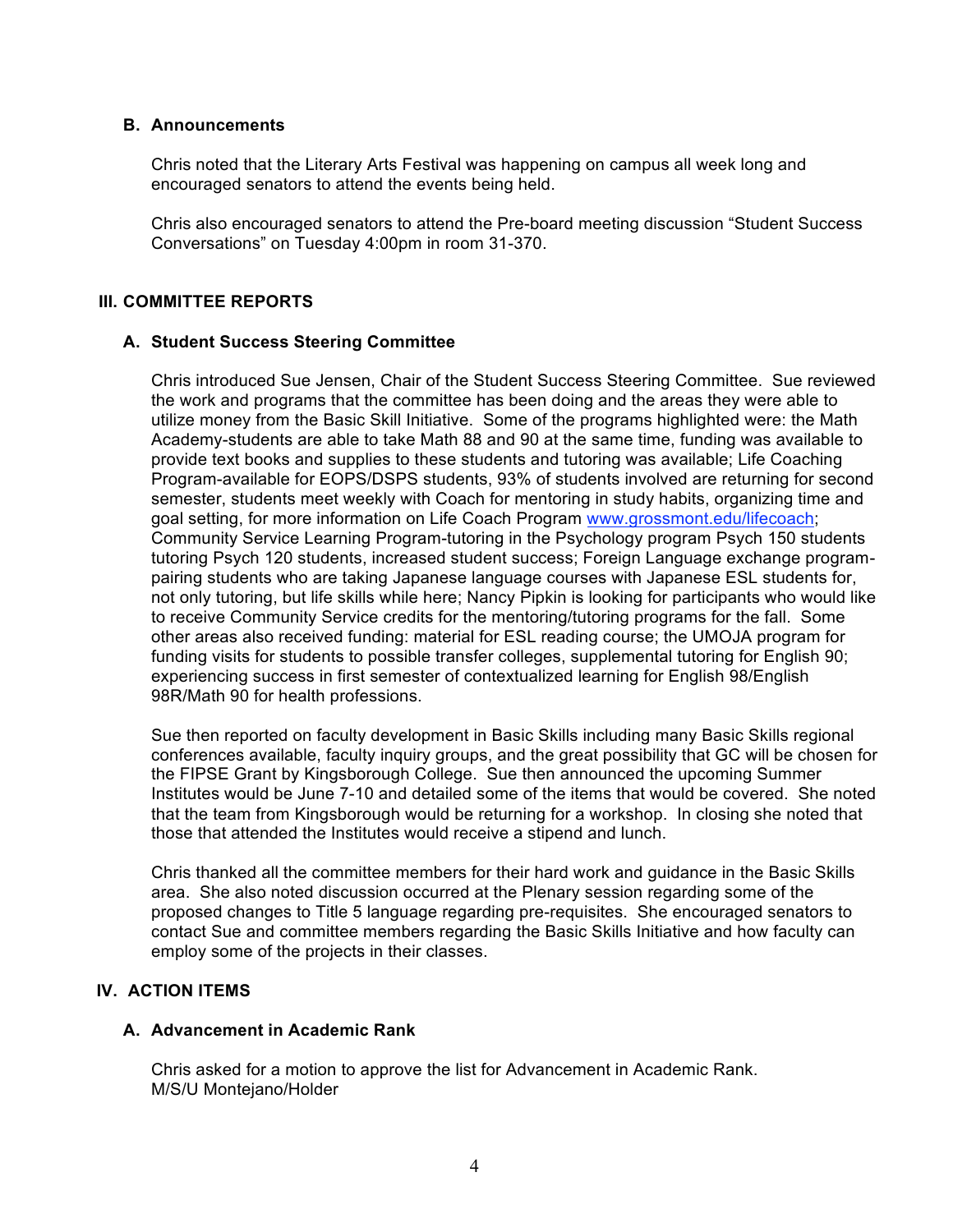### B. Announcements

Chris noted that the Literary Arts Festival was happening on campus all week long and encouraged senators to attend the events being held.

Chris also encouraged senators to attend the Pre-board meeting discussion "Student Success Conversations" on Tuesday 4:00pm in room 31-370.

## III. COMMITTEE REPORTS

### A. Student Success Steering Committee

Chris introduced Sue Jensen, Chair of the Student Success Steering Committee. Sue reviewed the work and programs that the committee has been doing and the areas they were able to utilize money from the Basic Skill Initiative. Some of the programs highlighted were: the Math Academy-students are able to take Math 88 and 90 at the same time, funding was available to provide text books and supplies to these students and tutoring was available; Life Coaching Program-available for EOPS/DSPS students, 93% of students involved are returning for second semester, students meet weekly with Coach for mentoring in study habits, organizing time and goal setting, for more information on Life Coach Program www.grossmont.edu/lifecoach; Community Service Learning Program-tutoring in the Psychology program Psych 150 students tutoring Psych 120 students, increased student success; Foreign Language exchange program-pairing students who are taking Japanese language courses with Japanese ESL students for, not only tutoring, but life skills while here; Nancy Pipkin is looking for participants who would like to receive Community Service credits for the mentoring/tutoring programs for the fall. Some other areas also received funding: material for ESL reading course; the UMOJA program for funding visits for students to possible transfer colleges, supplemental tutoring for English 90; experiencing success in first semester of contextualized learning for English 98/English 98R/Math 90 for health professions.

Sue then reported on faculty development in Basic Skills including many Basic Skills regional conferences available, faculty inquiry groups, and the great possibility that GC will be chosen for the FIPSE Grant by Kingsborough College. Sue then announced the upcoming Summer Institutes would be June 7-10 and detailed some of the items that would be covered. She noted that the team from Kingsborough would be returning for a workshop. In closing she noted that those that attended the Institutes would receive a stipend and lunch.

Chris thanked all the committee members for their hard work and guidance in the Basic Skills area. She also noted discussion occurred at the Plenary session regarding some of the proposed changes to Title 5 language regarding pre-requisites. She encouraged senators to contact Sue and committee members regarding the Basic Skills Initiative and how faculty can employ some of the projects in their classes.

## IV. ACTION ITEMS

### A. Advancement in Academic Rank

Chris asked for a motion to approve the list for Advancement in Academic Rank.
M/S/U Montejano/Holder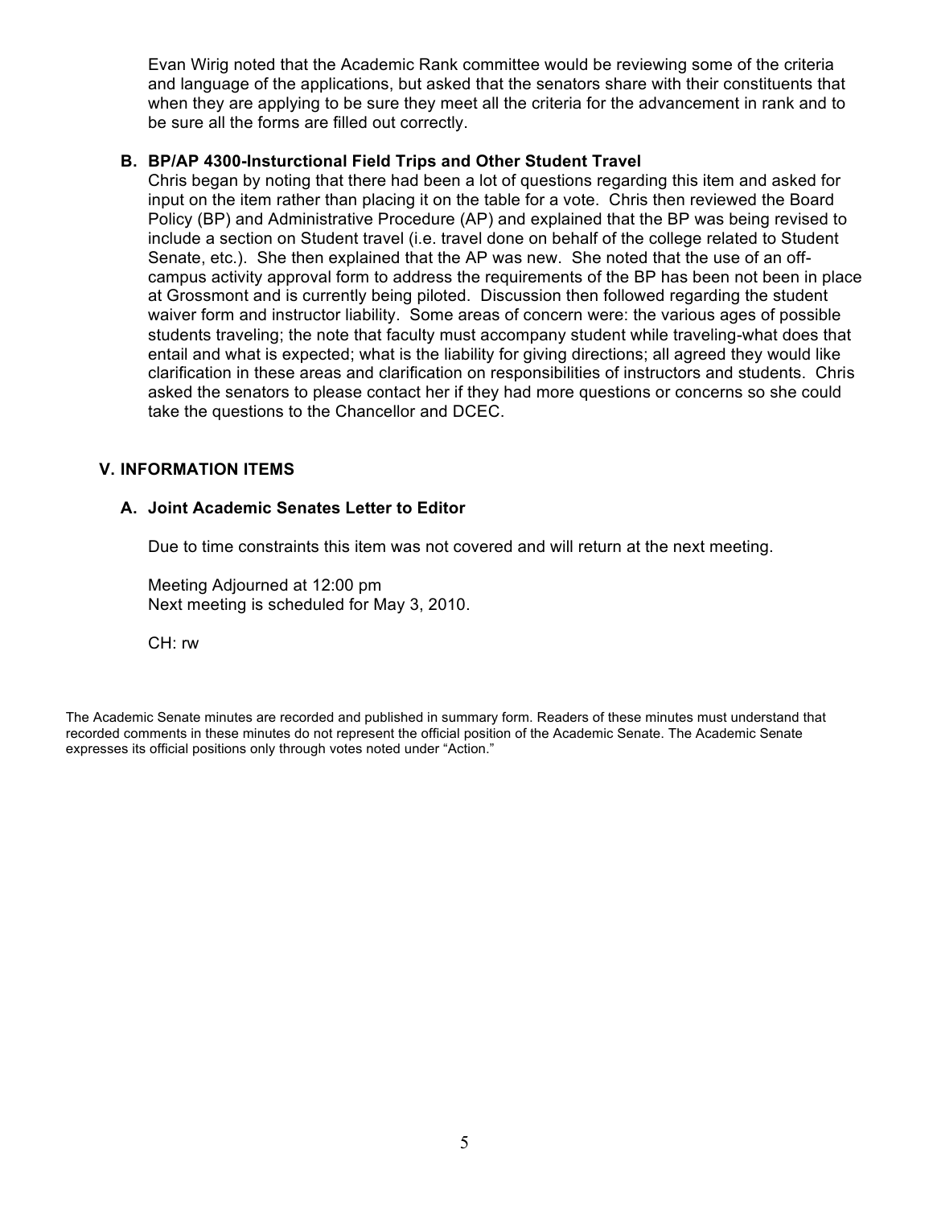Evan Wirig noted that the Academic Rank committee would be reviewing some of the criteria and language of the applications, but asked that the senators share with their constituents that when they are applying to be sure they meet all the criteria for the advancement in rank and to be sure all the forms are filled out correctly.

### B. BP/AP 4300-Insturctional Field Trips and Other Student Travel

Chris began by noting that there had been a lot of questions regarding this item and asked for input on the item rather than placing it on the table for a vote. Chris then reviewed the Board Policy (BP) and Administrative Procedure (AP) and explained that the BP was being revised to include a section on Student travel (i.e. travel done on behalf of the college related to Student Senate, etc.). She then explained that the AP was new. She noted that the use of an off-campus activity approval form to address the requirements of the BP has been not been in place at Grossmont and is currently being piloted. Discussion then followed regarding the student waiver form and instructor liability. Some areas of concern were: the various ages of possible students traveling; the note that faculty must accompany student while traveling-what does that entail and what is expected; what is the liability for giving directions; all agreed they would like clarification in these areas and clarification on responsibilities of instructors and students. Chris asked the senators to please contact her if they had more questions or concerns so she could take the questions to the Chancellor and DCEC.

## V. INFORMATION ITEMS

### A. Joint Academic Senates Letter to Editor

Due to time constraints this item was not covered and will return at the next meeting.

Meeting Adjourned at 12:00 pm
Next meeting is scheduled for May 3, 2010.

CH: rw

The Academic Senate minutes are recorded and published in summary form. Readers of these minutes must understand that recorded comments in these minutes do not represent the official position of the Academic Senate. The Academic Senate expresses its official positions only through votes noted under "Action."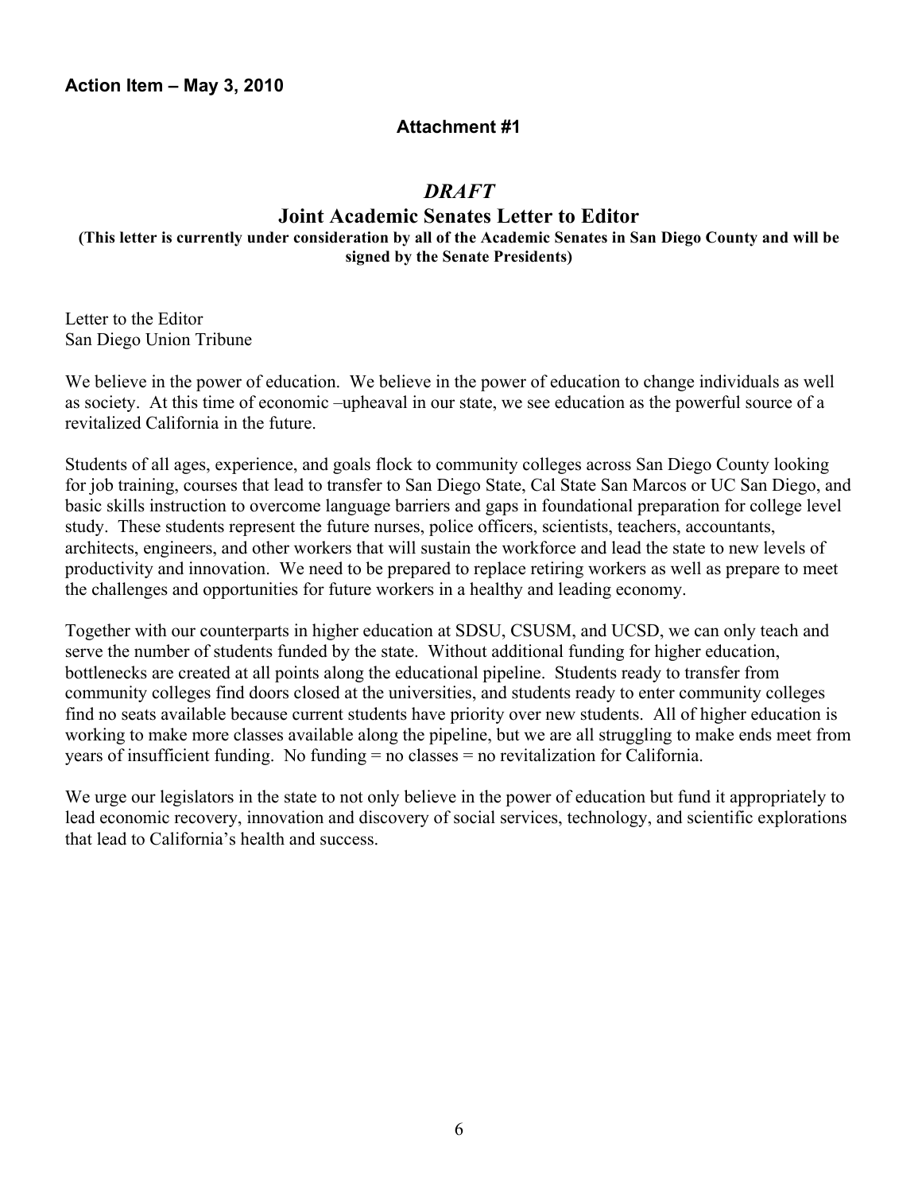**Action Item – May 3, 2010**

**Attachment #1**

## *DRAFT*

## Joint Academic Senates Letter to Editor

**(This letter is currently under consideration by all of the Academic Senates in San Diego County and will be signed by the Senate Presidents)**

Letter to the Editor
San Diego Union Tribune

We believe in the power of education. We believe in the power of education to change individuals as well as society. At this time of economic –upheaval in our state, we see education as the powerful source of a revitalized California in the future.

Students of all ages, experience, and goals flock to community colleges across San Diego County looking for job training, courses that lead to transfer to San Diego State, Cal State San Marcos or UC San Diego, and basic skills instruction to overcome language barriers and gaps in foundational preparation for college level study. These students represent the future nurses, police officers, scientists, teachers, accountants, architects, engineers, and other workers that will sustain the workforce and lead the state to new levels of productivity and innovation. We need to be prepared to replace retiring workers as well as prepare to meet the challenges and opportunities for future workers in a healthy and leading economy.

Together with our counterparts in higher education at SDSU, CSUSM, and UCSD, we can only teach and serve the number of students funded by the state. Without additional funding for higher education, bottlenecks are created at all points along the educational pipeline. Students ready to transfer from community colleges find doors closed at the universities, and students ready to enter community colleges find no seats available because current students have priority over new students. All of higher education is working to make more classes available along the pipeline, but we are all struggling to make ends meet from years of insufficient funding. No funding = no classes = no revitalization for California.

We urge our legislators in the state to not only believe in the power of education but fund it appropriately to lead economic recovery, innovation and discovery of social services, technology, and scientific explorations that lead to California's health and success.